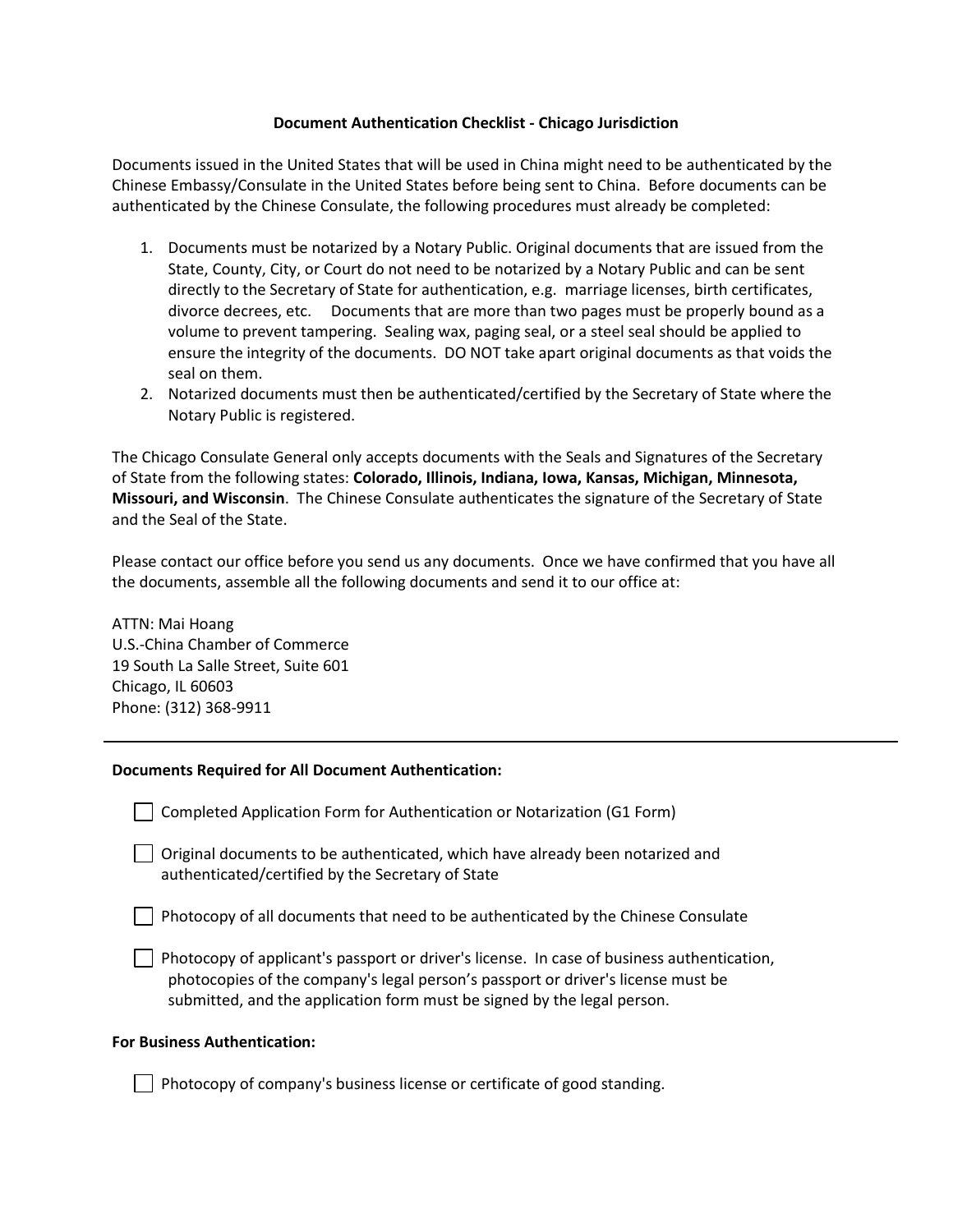# Document Authentication Checklist - Chicago Jurisdiction

Documents issued in the United States that will be used in China might need to be authenticated by the Chinese Embassy/Consulate in the United States before being sent to China. Before documents can be authenticated by the Chinese Consulate, the following procedures must already be completed:

1. Documents must be notarized by a Notary Public. Original documents that are issued from the State, County, City, or Court do not need to be notarized by a Notary Public and can be sent directly to the Secretary of State for authentication, e.g. marriage licenses, birth certificates, divorce decrees, etc. Documents that are more than two pages must be properly bound as a volume to prevent tampering. Sealing wax, paging seal, or a steel seal should be applied to ensure the integrity of the documents. DO NOT take apart original documents as that voids the seal on them.
2. Notarized documents must then be authenticated/certified by the Secretary of State where the Notary Public is registered.

The Chicago Consulate General only accepts documents with the Seals and Signatures of the Secretary of State from the following states: **Colorado, Illinois, Indiana, Iowa, Kansas, Michigan, Minnesota, Missouri, and Wisconsin**. The Chinese Consulate authenticates the signature of the Secretary of State and the Seal of the State.

Please contact our office before you send us any documents. Once we have confirmed that you have all the documents, assemble all the following documents and send it to our office at:

ATTN: Mai Hoang
U.S.-China Chamber of Commerce
19 South La Salle Street, Suite 601
Chicago, IL 60603
Phone: (312) 368-9911

---

**Documents Required for All Document Authentication:**

- [ ] Completed Application Form for Authentication or Notarization (G1 Form)
- [ ] Original documents to be authenticated, which have already been notarized and authenticated/certified by the Secretary of State
- [ ] Photocopy of all documents that need to be authenticated by the Chinese Consulate
- [ ] Photocopy of applicant's passport or driver's license. In case of business authentication, photocopies of the company's legal person's passport or driver's license must be submitted, and the application form must be signed by the legal person.

**For Business Authentication:**

- [ ] Photocopy of company's business license or certificate of good standing.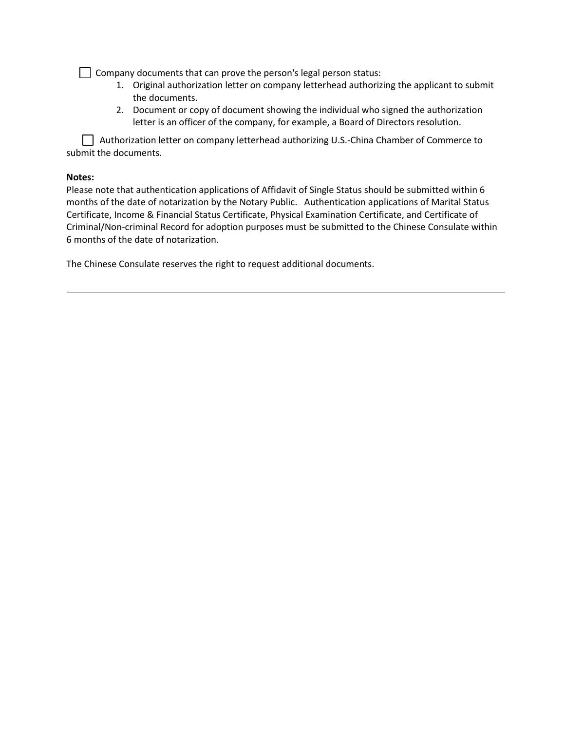- [ ] Company documents that can prove the person's legal person status:
    1. Original authorization letter on company letterhead authorizing the applicant to submit the documents.
    2. Document or copy of document showing the individual who signed the authorization letter is an officer of the company, for example, a Board of Directors resolution.

- [ ] Authorization letter on company letterhead authorizing U.S.-China Chamber of Commerce to submit the documents.

**Notes:**

Please note that authentication applications of Affidavit of Single Status should be submitted within 6 months of the date of notarization by the Notary Public. Authentication applications of Marital Status Certificate, Income & Financial Status Certificate, Physical Examination Certificate, and Certificate of Criminal/Non-criminal Record for adoption purposes must be submitted to the Chinese Consulate within 6 months of the date of notarization.

The Chinese Consulate reserves the right to request additional documents.

---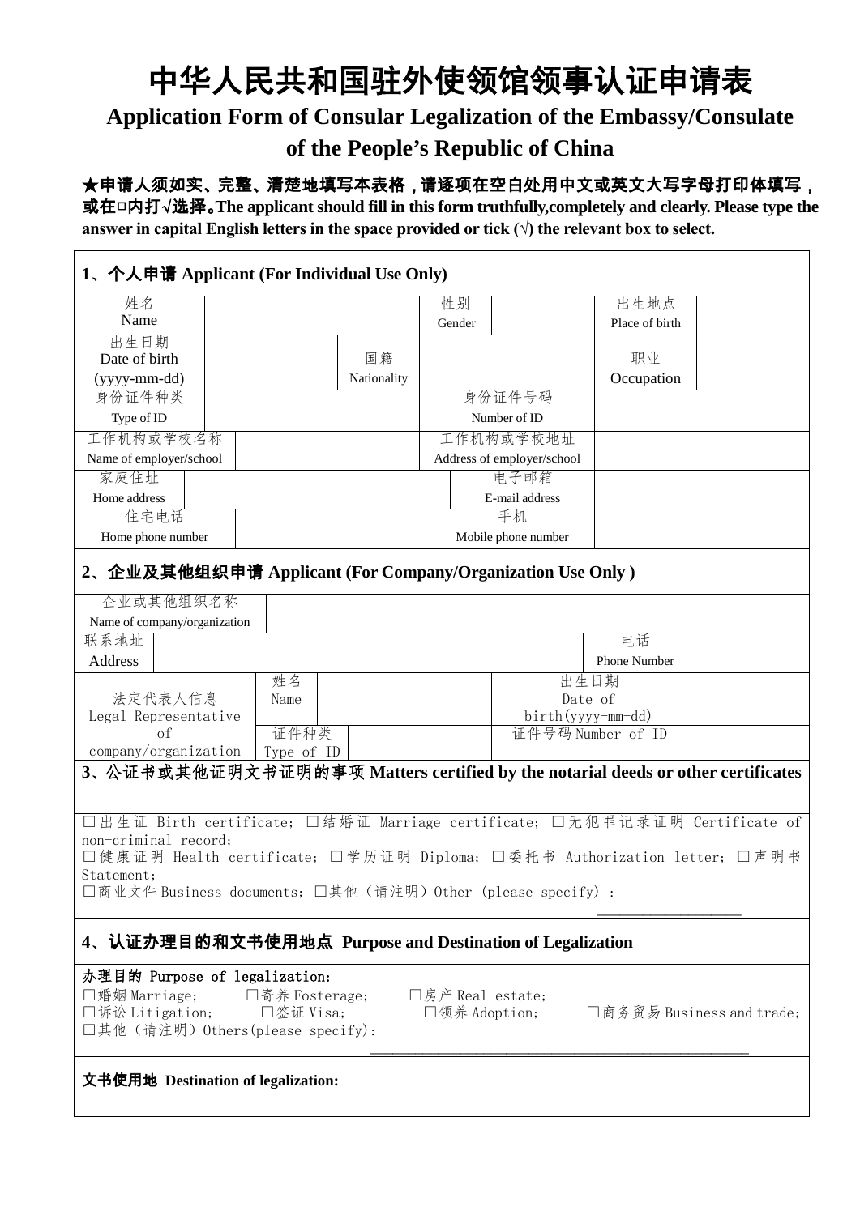# 中华人民共和国驻外使领馆领事认证申请表

## Application Form of Consular Legalization of the Embassy/Consulate of the People's Republic of China

**★申请人须如实、完整、清楚地填写本表格，请逐项在空白处用中文或英文大写字母打印体填写，或在□内打√选择。The applicant should fill in this form truthfully,completely and clearly. Please type the answer in capital English letters in the space provided or tick (√) the relevant box to select.**

**1、个人申请 Applicant (For Individual Use Only)**

| | | | | | |
|---|---|---|---|---|---|
| 姓名 Name | | 性别 Gender | | 出生地点 Place of birth | |
| 出生日期 Date of birth (yyyy-mm-dd) | | 国籍 Nationality | | 职业 Occupation | |
| 身份证件种类 Type of ID | | 身份证件号码 Number of ID | | | |
| 工作机构或学校名称 Name of employer/school | | 工作机构或学校地址 Address of employer/school | | | |
| 家庭住址 Home address | | 电子邮箱 E-mail address | | | |
| 住宅电话 Home phone number | | 手机 Mobile phone number | | | |

**2、企业及其他组织申请 Applicant (For Company/Organization Use Only )**

| | | | | | |
|---|---|---|---|---|---|
| 企业或其他组织名称 Name of company/organization | | | | | |
| 联系地址 Address | | | | 电话 Phone Number | |
| 法定代表人信息 Legal Representative of company/organization | 姓名 Name | | | 出生日期 Date of birth(yyyy-mm-dd) | |
| | 证件种类 Type of ID | | | 证件号码 Number of ID | |

**3、公证书或其他证明文书证明的事项 Matters certified by the notarial deeds or other certificates**

□出生证 Birth certificate; □结婚证 Marriage certificate; □无犯罪记录证明 Certificate of non-criminal record;
□健康证明 Health certificate; □学历证明 Diploma; □委托书 Authorization letter; □声明书 Statement;
□商业文件 Business documents; □其他（请注明）Other (please specify) : ________________

**4、认证办理目的和文书使用地点 Purpose and Destination of Legalization**

办理目的 Purpose of legalization:
□婚姻 Marriage; □寄养 Fosterage; □房产 Real estate;
□诉讼 Litigation; □签证 Visa; □领养 Adoption; □商务贸易 Business and trade;
□其他（请注明）Others(please specify): ________________________________

**文书使用地 Destination of legalization:**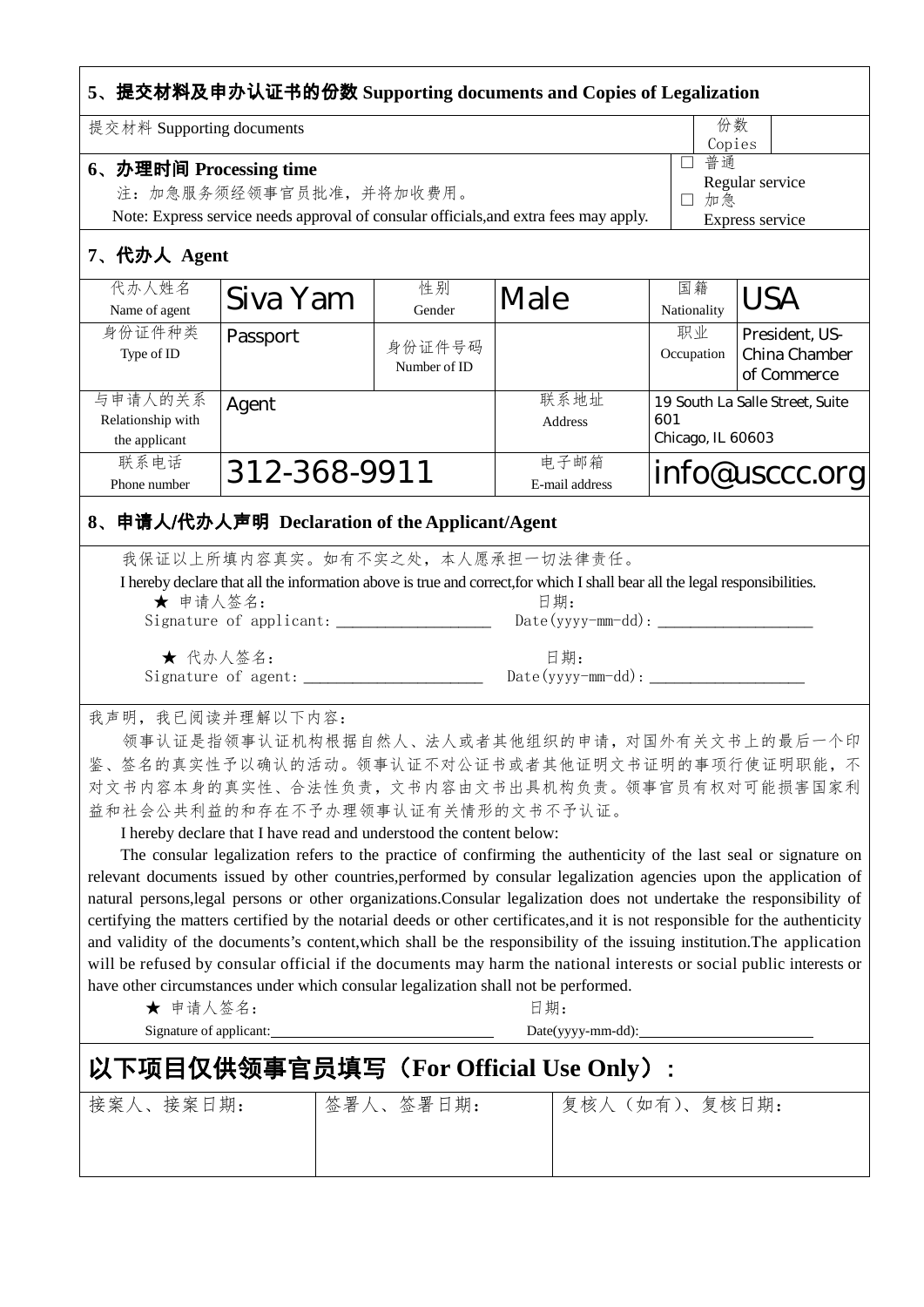## 5、提交材料及申办认证书的份数 Supporting documents and Copies of Legalization

| | | | |
|---|---|---|---|
| 提交材料 Supporting documents | | 份数 Copies | |

## 6、办理时间 Processing time

注：加急服务须经领事官员批准，并将加收费用。
Note: Express service needs approval of consular officials,and extra fees may apply.

☐ 普通 Regular service
☐ 加急 Express service

## 7、代办人 Agent

| | | | | | |
|---|---|---|---|---|---|
| 代办人姓名 Name of agent | Siva Yam | 性别 Gender | Male | 国籍 Nationality | USA |
| 身份证件种类 Type of ID | Passport | 身份证件号码 Number of ID | | 职业 Occupation | President, US-China Chamber of Commerce |
| 与申请人的关系 Relationship with the applicant | Agent | | 联系地址 Address | 19 South La Salle Street, Suite 601 Chicago, IL 60603 | |
| 联系电话 Phone number | 312-368-9911 | | 电子邮箱 E-mail address | info@usccc.org | |

## 8、申请人/代办人声明 Declaration of the Applicant/Agent

我保证以上所填内容真实。如有不实之处，本人愿承担一切法律责任。

I hereby declare that all the information above is true and correct,for which I shall bear all the legal responsibilities.

★ 申请人签名：
Signature of applicant: ____________________ 日期：Date(yyyy-mm-dd): ____________________

★ 代办人签名：
Signature of agent: ______________________ 日期：Date(yyyy-mm-dd): ____________________

我声明，我已阅读并理解以下内容：

领事认证是指领事认证机构根据自然人、法人或者其他组织的申请，对国外有关文书上的最后一个印鉴、签名的真实性予以确认的活动。领事认证不对公证书或者其他证明文书证明的事项行使证明职能，不对文书内容本身的真实性、合法性负责，文书内容由文书出具机构负责。领事官员有权对可能损害国家利益和社会公共利益的和存在不予办理领事认证有关情形的文书不予认证。

I hereby declare that I have read and understood the content below:

The consular legalization refers to the practice of confirming the authenticity of the last seal or signature on relevant documents issued by other countries,performed by consular legalization agencies upon the application of natural persons,legal persons or other organizations.Consular legalization does not undertake the responsibility of certifying the matters certified by the notarial deeds or other certificates,and it is not responsible for the authenticity and validity of the documents's content,which shall be the responsibility of the issuing institution.The application will be refused by consular official if the documents may harm the national interests or social public interests or have other circumstances under which consular legalization shall not be performed.

★ 申请人签名：
Signature of applicant: ______________________ 日期：Date(yyyy-mm-dd): ______________________

## 以下项目仅供领事官员填写（For Official Use Only）：

| 接案人、接案日期： | 签署人、签署日期： | 复核人（如有）、复核日期： |
|---|---|---|
| | | |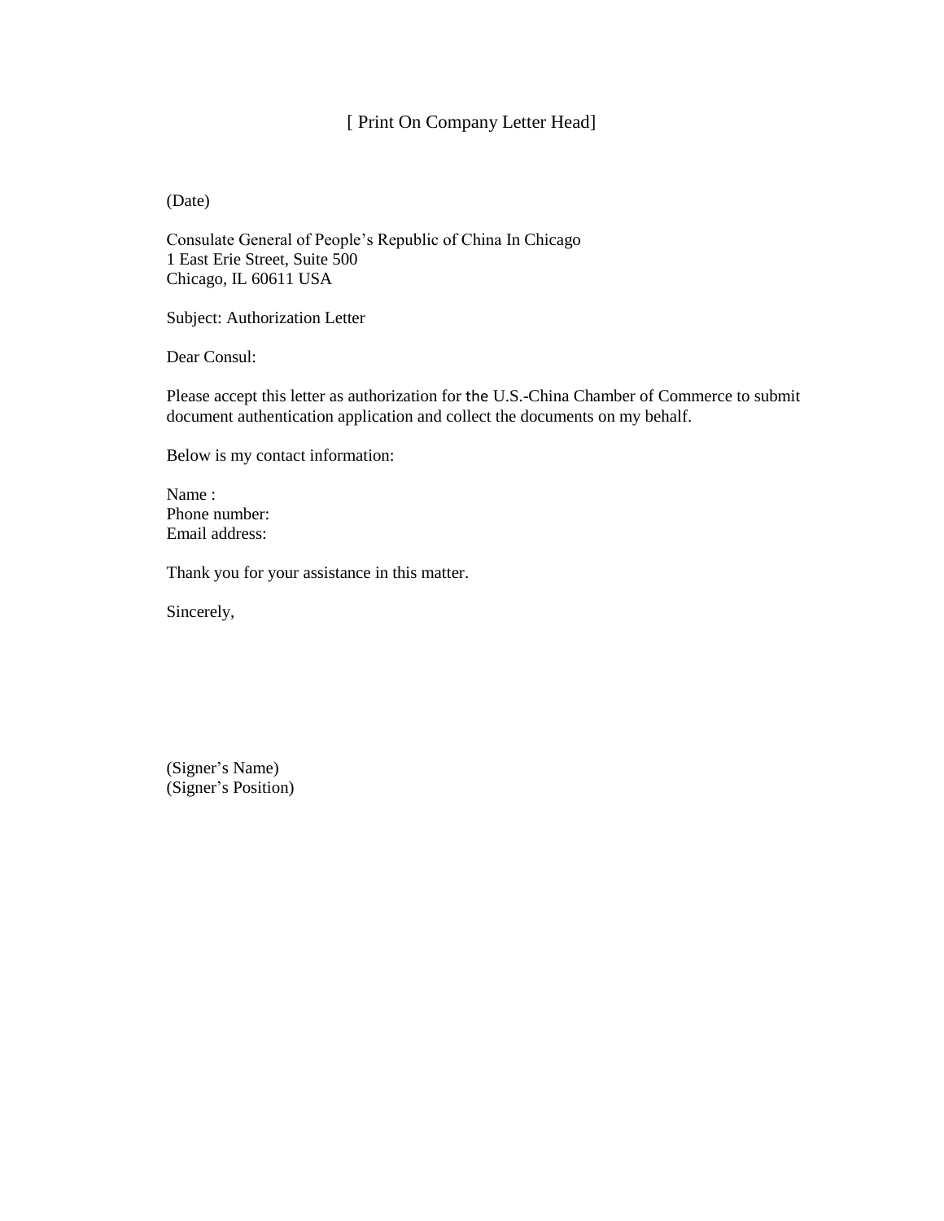[ Print On Company Letter Head]

(Date)

Consulate General of People's Republic of China In Chicago
1 East Erie Street, Suite 500
Chicago, IL 60611 USA

Subject: Authorization Letter

Dear Consul:

Please accept this letter as authorization for the U.S.-China Chamber of Commerce to submit document authentication application and collect the documents on my behalf.

Below is my contact information:

Name :
Phone number:
Email address:

Thank you for your assistance in this matter.

Sincerely,

(Signer's Name)
(Signer's Position)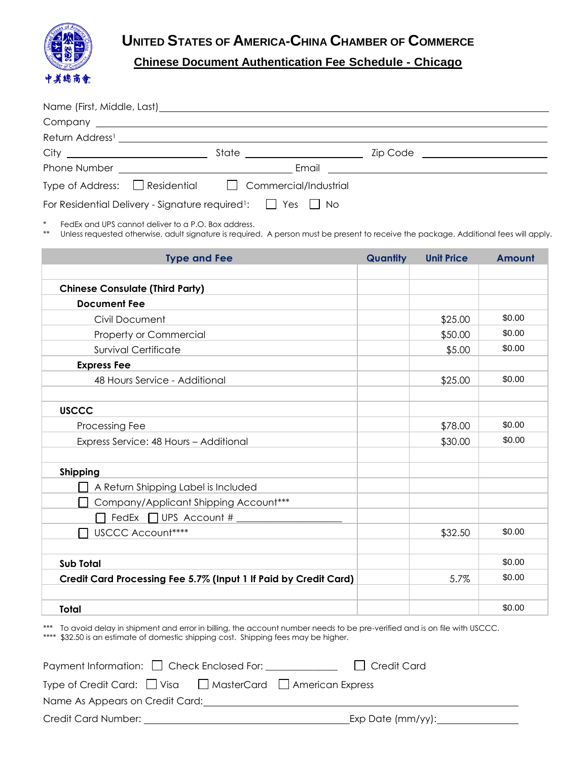# United States of America-China Chamber of Commerce

## Chinese Document Authentication Fee Schedule - Chicago

Name (First, Middle, Last) ______________________________

Company ______________________________

Return Address[1] ______________________________

City ______________ State ______________ Zip Code ______________

Phone Number ______________ Email ______________

Type of Address: ☐ Residential ☐ Commercial/Industrial

For Residential Delivery - Signature required[1]: ☐ Yes ☐ No

\* FedEx and UPS cannot deliver to a P.O. Box address.
\*\* Unless requested otherwise, adult signature is required. A person must be present to receive the package. Additional fees will apply.

| Type and Fee | Quantity | Unit Price | Amount |
|---|---|---|---|
| | | | |
| **Chinese Consulate (Third Party)** | | | |
| **Document Fee** | | | |
| Civil Document | | $25.00 | $0.00 |
| Property or Commercial | | $50.00 | $0.00 |
| Survival Certificate | | $5.00 | $0.00 |
| **Express Fee** | | | |
| 48 Hours Service - Additional | | $25.00 | $0.00 |
| | | | |
| **USCCC** | | | |
| Processing Fee | | $78.00 | $0.00 |
| Express Service: 48 Hours – Additional | | $30.00 | $0.00 |
| | | | |
| **Shipping** | | | |
| ☐ A Return Shipping Label is Included | | | |
| ☐ Company/Applicant Shipping Account*** | | | |
| ☐ FedEx ☐ UPS Account # ______________ | | | |
| ☐ USCCC Account**** | | $32.50 | $0.00 |
| | | | |
| **Sub Total** | | | $0.00 |
| **Credit Card Processing Fee 5.7% (Input 1 If Paid by Credit Card)** | | 5.7% | $0.00 |
| | | | |
| **Total** | | | $0.00 |

\*\*\* To avoid delay in shipment and error in billing, the account number needs to be pre-verified and is on file with USCCC.
\*\*\*\* $32.50 is an estimate of domestic shipping cost. Shipping fees may be higher.

Payment Information: ☐ Check Enclosed For: ______________ ☐ Credit Card

Type of Credit Card: ☐ Visa ☐ MasterCard ☐ American Express

Name As Appears on Credit Card: ______________________________

Credit Card Number: ______________________________ Exp Date (mm/yy): ______________